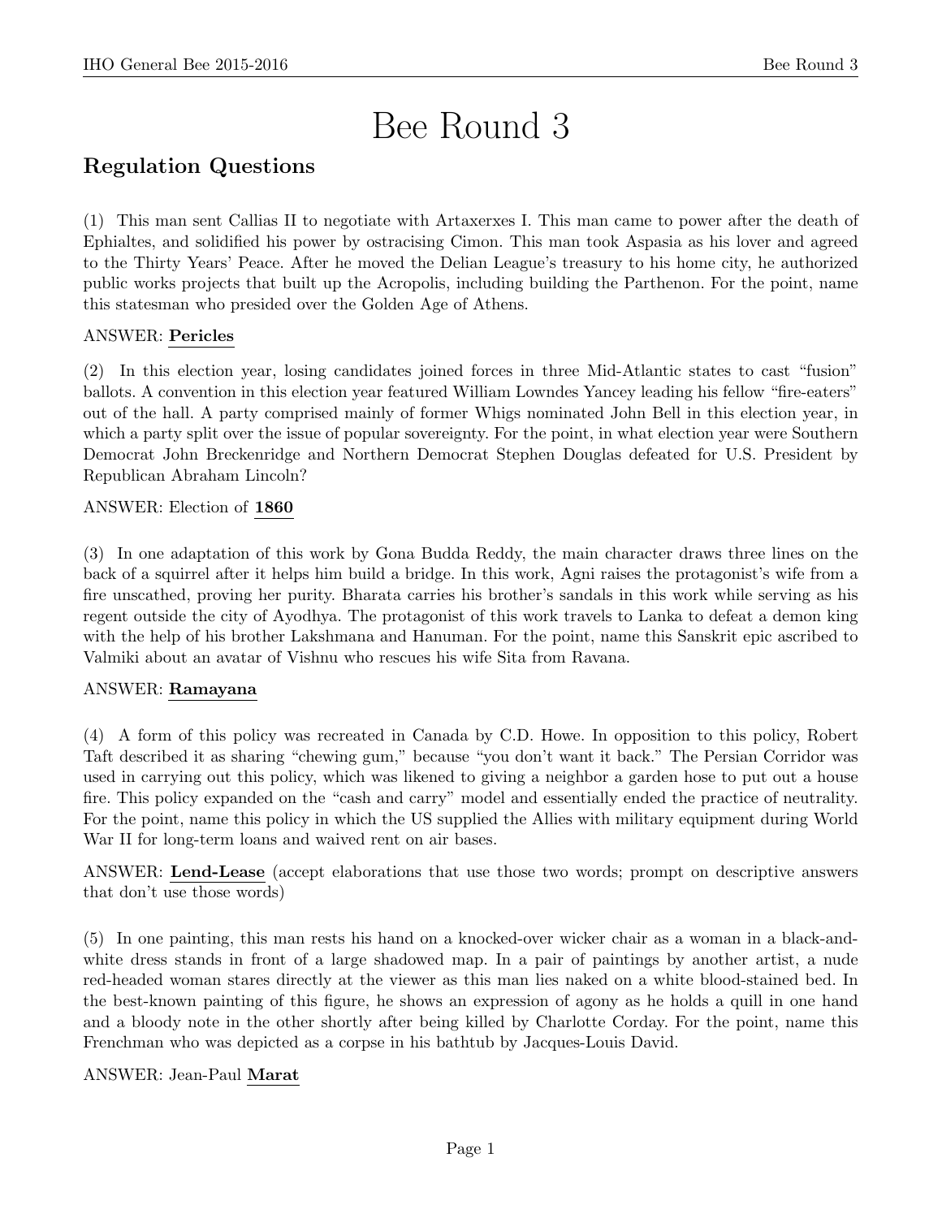# Bee Round 3

## Regulation Questions

(1) This man sent Callias II to negotiate with Artaxerxes I. This man came to power after the death of Ephialtes, and solidified his power by ostracising Cimon. This man took Aspasia as his lover and agreed to the Thirty Years' Peace. After he moved the Delian League's treasury to his home city, he authorized public works projects that built up the Acropolis, including building the Parthenon. For the point, name this statesman who presided over the Golden Age of Athens.

ANSWER: **Pericles**

(2) In this election year, losing candidates joined forces in three Mid-Atlantic states to cast "fusion" ballots. A convention in this election year featured William Lowndes Yancey leading his fellow "fire-eaters" out of the hall. A party comprised mainly of former Whigs nominated John Bell in this election year, in which a party split over the issue of popular sovereignty. For the point, in what election year were Southern Democrat John Breckenridge and Northern Democrat Stephen Douglas defeated for U.S. President by Republican Abraham Lincoln?

ANSWER: Election of **1860**

(3) In one adaptation of this work by Gona Budda Reddy, the main character draws three lines on the back of a squirrel after it helps him build a bridge. In this work, Agni raises the protagonist's wife from a fire unscathed, proving her purity. Bharata carries his brother's sandals in this work while serving as his regent outside the city of Ayodhya. The protagonist of this work travels to Lanka to defeat a demon king with the help of his brother Lakshmana and Hanuman. For the point, name this Sanskrit epic ascribed to Valmiki about an avatar of Vishnu who rescues his wife Sita from Ravana.

ANSWER: **Ramayana**

(4) A form of this policy was recreated in Canada by C.D. Howe. In opposition to this policy, Robert Taft described it as sharing "chewing gum," because "you don't want it back." The Persian Corridor was used in carrying out this policy, which was likened to giving a neighbor a garden hose to put out a house fire. This policy expanded on the "cash and carry" model and essentially ended the practice of neutrality. For the point, name this policy in which the US supplied the Allies with military equipment during World War II for long-term loans and waived rent on air bases.

ANSWER: **Lend-Lease** (accept elaborations that use those two words; prompt on descriptive answers that don't use those words)

(5) In one painting, this man rests his hand on a knocked-over wicker chair as a woman in a black-and-white dress stands in front of a large shadowed map. In a pair of paintings by another artist, a nude red-headed woman stares directly at the viewer as this man lies naked on a white blood-stained bed. In the best-known painting of this figure, he shows an expression of agony as he holds a quill in one hand and a bloody note in the other shortly after being killed by Charlotte Corday. For the point, name this Frenchman who was depicted as a corpse in his bathtub by Jacques-Louis David.

ANSWER: Jean-Paul **Marat**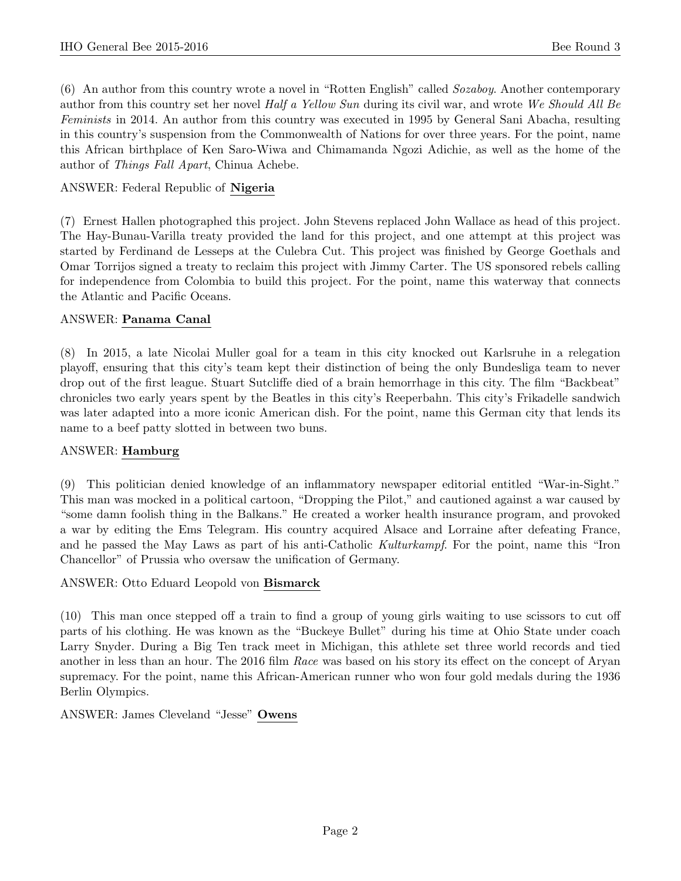(6) An author from this country wrote a novel in "Rotten English" called *Sozaboy*. Another contemporary author from this country set her novel *Half a Yellow Sun* during its civil war, and wrote *We Should All Be Feminists* in 2014. An author from this country was executed in 1995 by General Sani Abacha, resulting in this country's suspension from the Commonwealth of Nations for over three years. For the point, name this African birthplace of Ken Saro-Wiwa and Chimamanda Ngozi Adichie, as well as the home of the author of *Things Fall Apart*, Chinua Achebe.

ANSWER: Federal Republic of **Nigeria**

(7) Ernest Hallen photographed this project. John Stevens replaced John Wallace as head of this project. The Hay-Bunau-Varilla treaty provided the land for this project, and one attempt at this project was started by Ferdinand de Lesseps at the Culebra Cut. This project was finished by George Goethals and Omar Torrijos signed a treaty to reclaim this project with Jimmy Carter. The US sponsored rebels calling for independence from Colombia to build this project. For the point, name this waterway that connects the Atlantic and Pacific Oceans.

ANSWER: **Panama Canal**

(8) In 2015, a late Nicolai Muller goal for a team in this city knocked out Karlsruhe in a relegation playoff, ensuring that this city's team kept their distinction of being the only Bundesliga team to never drop out of the first league. Stuart Sutcliffe died of a brain hemorrhage in this city. The film "Backbeat" chronicles two early years spent by the Beatles in this city's Reeperbahn. This city's Frikadelle sandwich was later adapted into a more iconic American dish. For the point, name this German city that lends its name to a beef patty slotted in between two buns.

ANSWER: **Hamburg**

(9) This politician denied knowledge of an inflammatory newspaper editorial entitled "War-in-Sight." This man was mocked in a political cartoon, "Dropping the Pilot," and cautioned against a war caused by "some damn foolish thing in the Balkans." He created a worker health insurance program, and provoked a war by editing the Ems Telegram. His country acquired Alsace and Lorraine after defeating France, and he passed the May Laws as part of his anti-Catholic *Kulturkampf*. For the point, name this "Iron Chancellor" of Prussia who oversaw the unification of Germany.

ANSWER: Otto Eduard Leopold von **Bismarck**

(10) This man once stepped off a train to find a group of young girls waiting to use scissors to cut off parts of his clothing. He was known as the "Buckeye Bullet" during his time at Ohio State under coach Larry Snyder. During a Big Ten track meet in Michigan, this athlete set three world records and tied another in less than an hour. The 2016 film *Race* was based on his story its effect on the concept of Aryan supremacy. For the point, name this African-American runner who won four gold medals during the 1936 Berlin Olympics.

ANSWER: James Cleveland "Jesse" **Owens**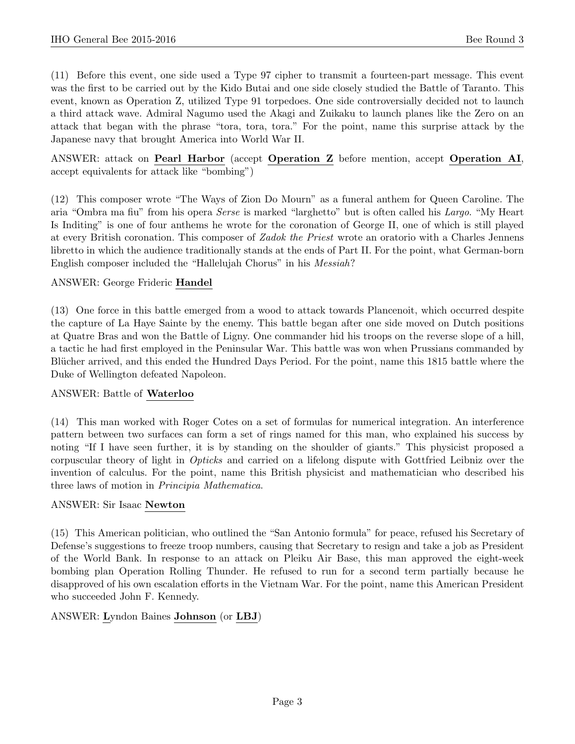(11) Before this event, one side used a Type 97 cipher to transmit a fourteen-part message. This event was the first to be carried out by the Kido Butai and one side closely studied the Battle of Taranto. This event, known as Operation Z, utilized Type 91 torpedoes. One side controversially decided not to launch a third attack wave. Admiral Nagumo used the Akagi and Zuikaku to launch planes like the Zero on an attack that began with the phrase "tora, tora, tora." For the point, name this surprise attack by the Japanese navy that brought America into World War II.

ANSWER: attack on **Pearl Harbor** (accept **Operation Z** before mention, accept **Operation AI**, accept equivalents for attack like "bombing")

(12) This composer wrote "The Ways of Zion Do Mourn" as a funeral anthem for Queen Caroline. The aria "Ombra ma fiu" from his opera *Serse* is marked "larghetto" but is often called his *Largo*. "My Heart Is Inditing" is one of four anthems he wrote for the coronation of George II, one of which is still played at every British coronation. This composer of *Zadok the Priest* wrote an oratorio with a Charles Jennens libretto in which the audience traditionally stands at the ends of Part II. For the point, what German-born English composer included the "Hallelujah Chorus" in his *Messiah*?

ANSWER: George Frideric **Handel**

(13) One force in this battle emerged from a wood to attack towards Plancenoit, which occurred despite the capture of La Haye Sainte by the enemy. This battle began after one side moved on Dutch positions at Quatre Bras and won the Battle of Ligny. One commander hid his troops on the reverse slope of a hill, a tactic he had first employed in the Peninsular War. This battle was won when Prussians commanded by Blücher arrived, and this ended the Hundred Days Period. For the point, name this 1815 battle where the Duke of Wellington defeated Napoleon.

ANSWER: Battle of **Waterloo**

(14) This man worked with Roger Cotes on a set of formulas for numerical integration. An interference pattern between two surfaces can form a set of rings named for this man, who explained his success by noting "If I have seen further, it is by standing on the shoulder of giants." This physicist proposed a corpuscular theory of light in *Opticks* and carried on a lifelong dispute with Gottfried Leibniz over the invention of calculus. For the point, name this British physicist and mathematician who described his three laws of motion in *Principia Mathematica*.

ANSWER: Sir Isaac **Newton**

(15) This American politician, who outlined the "San Antonio formula" for peace, refused his Secretary of Defense's suggestions to freeze troop numbers, causing that Secretary to resign and take a job as President of the World Bank. In response to an attack on Pleiku Air Base, this man approved the eight-week bombing plan Operation Rolling Thunder. He refused to run for a second term partially because he disapproved of his own escalation efforts in the Vietnam War. For the point, name this American President who succeeded John F. Kennedy.

ANSWER: **L**yndon Baines **Johnson** (or **LBJ**)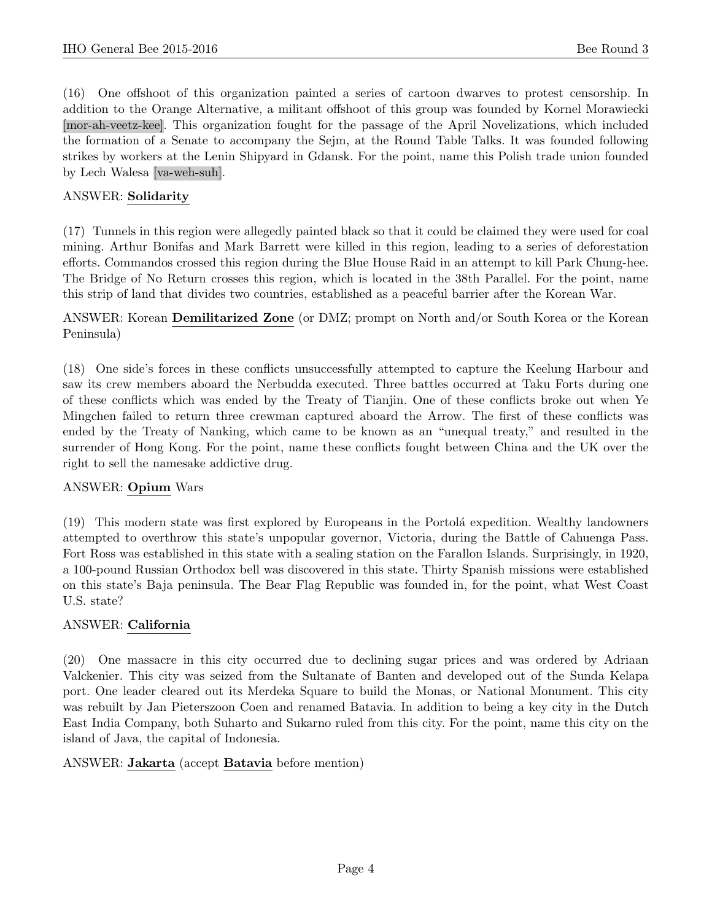(16) One offshoot of this organization painted a series of cartoon dwarves to protest censorship. In addition to the Orange Alternative, a militant offshoot of this group was founded by Kornel Morawiecki [mor-ah-veetz-kee]. This organization fought for the passage of the April Novelizations, which included the formation of a Senate to accompany the Sejm, at the Round Table Talks. It was founded following strikes by workers at the Lenin Shipyard in Gdansk. For the point, name this Polish trade union founded by Lech Walesa [va-weh-suh].

ANSWER: **Solidarity**

(17) Tunnels in this region were allegedly painted black so that it could be claimed they were used for coal mining. Arthur Bonifas and Mark Barrett were killed in this region, leading to a series of deforestation efforts. Commandos crossed this region during the Blue House Raid in an attempt to kill Park Chung-hee. The Bridge of No Return crosses this region, which is located in the 38th Parallel. For the point, name this strip of land that divides two countries, established as a peaceful barrier after the Korean War.

ANSWER: Korean **Demilitarized Zone** (or DMZ; prompt on North and/or South Korea or the Korean Peninsula)

(18) One side's forces in these conflicts unsuccessfully attempted to capture the Keelung Harbour and saw its crew members aboard the Nerbudda executed. Three battles occurred at Taku Forts during one of these conflicts which was ended by the Treaty of Tianjin. One of these conflicts broke out when Ye Mingchen failed to return three crewman captured aboard the Arrow. The first of these conflicts was ended by the Treaty of Nanking, which came to be known as an "unequal treaty," and resulted in the surrender of Hong Kong. For the point, name these conflicts fought between China and the UK over the right to sell the namesake addictive drug.

ANSWER: **Opium** Wars

(19) This modern state was first explored by Europeans in the Portolá expedition. Wealthy landowners attempted to overthrow this state's unpopular governor, Victoria, during the Battle of Cahuenga Pass. Fort Ross was established in this state with a sealing station on the Farallon Islands. Surprisingly, in 1920, a 100-pound Russian Orthodox bell was discovered in this state. Thirty Spanish missions were established on this state's Baja peninsula. The Bear Flag Republic was founded in, for the point, what West Coast U.S. state?

ANSWER: **California**

(20) One massacre in this city occurred due to declining sugar prices and was ordered by Adriaan Valckenier. This city was seized from the Sultanate of Banten and developed out of the Sunda Kelapa port. One leader cleared out its Merdeka Square to build the Monas, or National Monument. This city was rebuilt by Jan Pieterszoon Coen and renamed Batavia. In addition to being a key city in the Dutch East India Company, both Suharto and Sukarno ruled from this city. For the point, name this city on the island of Java, the capital of Indonesia.

ANSWER: **Jakarta** (accept **Batavia** before mention)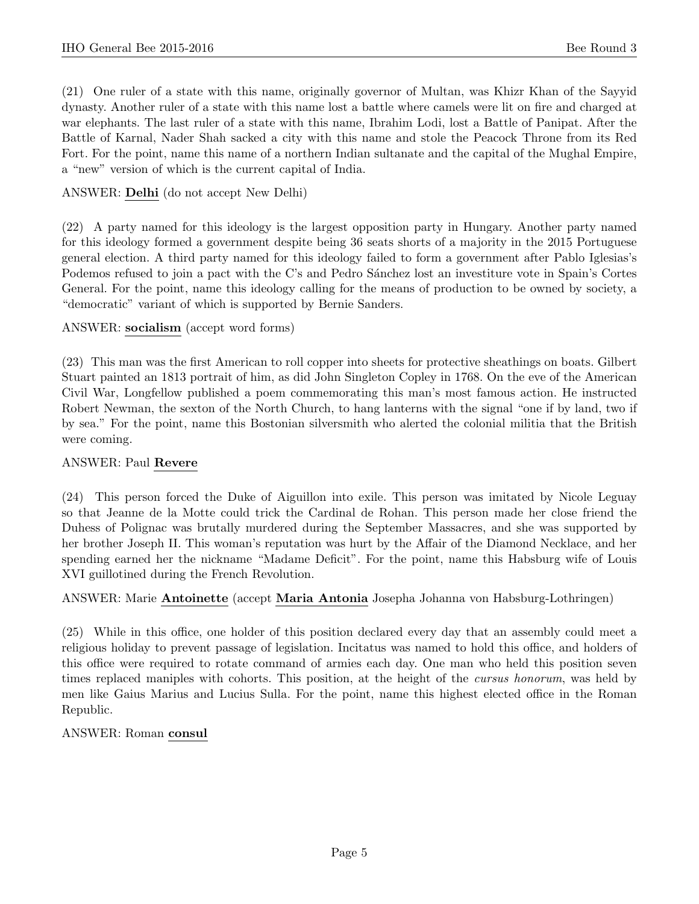(21) One ruler of a state with this name, originally governor of Multan, was Khizr Khan of the Sayyid dynasty. Another ruler of a state with this name lost a battle where camels were lit on fire and charged at war elephants. The last ruler of a state with this name, Ibrahim Lodi, lost a Battle of Panipat. After the Battle of Karnal, Nader Shah sacked a city with this name and stole the Peacock Throne from its Red Fort. For the point, name this name of a northern Indian sultanate and the capital of the Mughal Empire, a "new" version of which is the current capital of India.

ANSWER: **Delhi** (do not accept New Delhi)

(22) A party named for this ideology is the largest opposition party in Hungary. Another party named for this ideology formed a government despite being 36 seats shorts of a majority in the 2015 Portuguese general election. A third party named for this ideology failed to form a government after Pablo Iglesias's Podemos refused to join a pact with the C's and Pedro Sánchez lost an investiture vote in Spain's Cortes General. For the point, name this ideology calling for the means of production to be owned by society, a "democratic" variant of which is supported by Bernie Sanders.

ANSWER: **socialism** (accept word forms)

(23) This man was the first American to roll copper into sheets for protective sheathings on boats. Gilbert Stuart painted an 1813 portrait of him, as did John Singleton Copley in 1768. On the eve of the American Civil War, Longfellow published a poem commemorating this man's most famous action. He instructed Robert Newman, the sexton of the North Church, to hang lanterns with the signal "one if by land, two if by sea." For the point, name this Bostonian silversmith who alerted the colonial militia that the British were coming.

ANSWER: Paul **Revere**

(24) This person forced the Duke of Aiguillon into exile. This person was imitated by Nicole Leguay so that Jeanne de la Motte could trick the Cardinal de Rohan. This person made her close friend the Duhess of Polignac was brutally murdered during the September Massacres, and she was supported by her brother Joseph II. This woman's reputation was hurt by the Affair of the Diamond Necklace, and her spending earned her the nickname "Madame Deficit". For the point, name this Habsburg wife of Louis XVI guillotined during the French Revolution.

ANSWER: Marie **Antoinette** (accept **Maria Antonia** Josepha Johanna von Habsburg-Lothringen)

(25) While in this office, one holder of this position declared every day that an assembly could meet a religious holiday to prevent passage of legislation. Incitatus was named to hold this office, and holders of this office were required to rotate command of armies each day. One man who held this position seven times replaced maniples with cohorts. This position, at the height of the *cursus honorum*, was held by men like Gaius Marius and Lucius Sulla. For the point, name this highest elected office in the Roman Republic.

ANSWER: Roman **consul**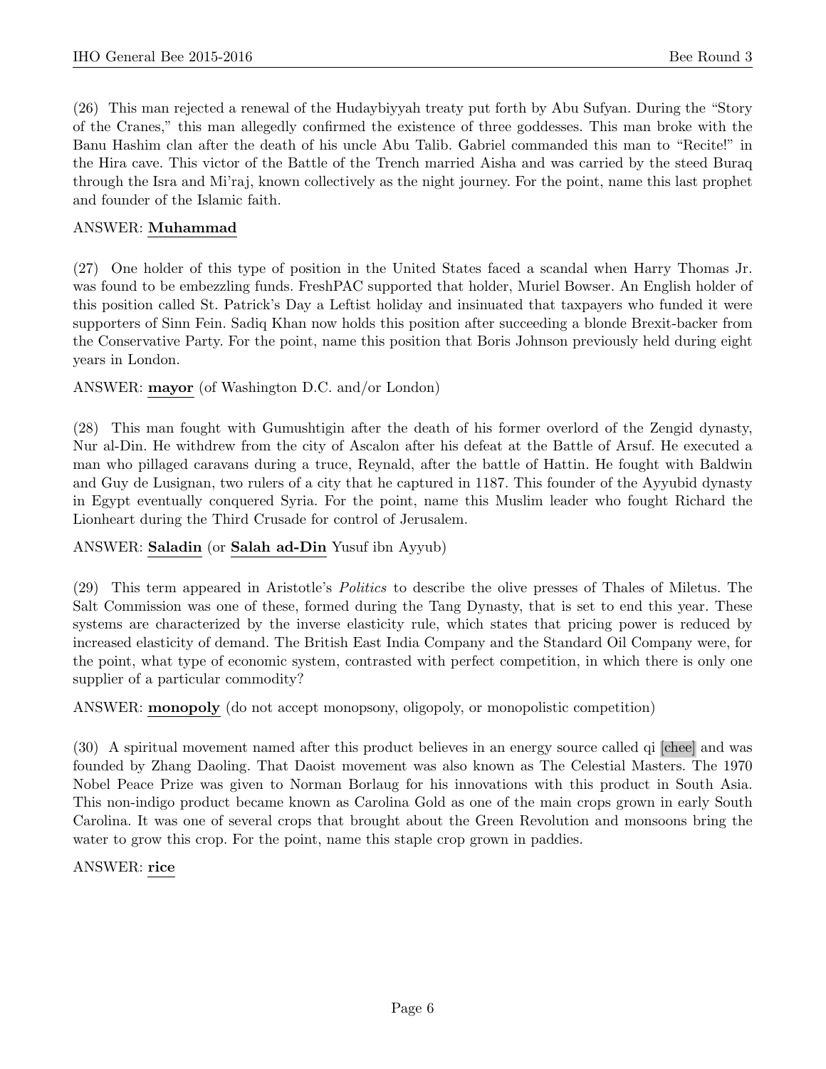(26) This man rejected a renewal of the Hudaybiyyah treaty put forth by Abu Sufyan. During the "Story of the Cranes," this man allegedly confirmed the existence of three goddesses. This man broke with the Banu Hashim clan after the death of his uncle Abu Talib. Gabriel commanded this man to "Recite!" in the Hira cave. This victor of the Battle of the Trench married Aisha and was carried by the steed Buraq through the Isra and Mi'raj, known collectively as the night journey. For the point, name this last prophet and founder of the Islamic faith.

ANSWER: **Muhammad**

(27) One holder of this type of position in the United States faced a scandal when Harry Thomas Jr. was found to be embezzling funds. FreshPAC supported that holder, Muriel Bowser. An English holder of this position called St. Patrick's Day a Leftist holiday and insinuated that taxpayers who funded it were supporters of Sinn Fein. Sadiq Khan now holds this position after succeeding a blonde Brexit-backer from the Conservative Party. For the point, name this position that Boris Johnson previously held during eight years in London.

ANSWER: **mayor** (of Washington D.C. and/or London)

(28) This man fought with Gumushtigin after the death of his former overlord of the Zengid dynasty, Nur al-Din. He withdrew from the city of Ascalon after his defeat at the Battle of Arsuf. He executed a man who pillaged caravans during a truce, Reynald, after the battle of Hattin. He fought with Baldwin and Guy de Lusignan, two rulers of a city that he captured in 1187. This founder of the Ayyubid dynasty in Egypt eventually conquered Syria. For the point, name this Muslim leader who fought Richard the Lionheart during the Third Crusade for control of Jerusalem.

ANSWER: **Saladin** (or **Salah ad-Din** Yusuf ibn Ayyub)

(29) This term appeared in Aristotle's *Politics* to describe the olive presses of Thales of Miletus. The Salt Commission was one of these, formed during the Tang Dynasty, that is set to end this year. These systems are characterized by the inverse elasticity rule, which states that pricing power is reduced by increased elasticity of demand. The British East India Company and the Standard Oil Company were, for the point, what type of economic system, contrasted with perfect competition, in which there is only one supplier of a particular commodity?

ANSWER: **monopoly** (do not accept monopsony, oligopoly, or monopolistic competition)

(30) A spiritual movement named after this product believes in an energy source called qi [chee] and was founded by Zhang Daoling. That Daoist movement was also known as The Celestial Masters. The 1970 Nobel Peace Prize was given to Norman Borlaug for his innovations with this product in South Asia. This non-indigo product became known as Carolina Gold as one of the main crops grown in early South Carolina. It was one of several crops that brought about the Green Revolution and monsoons bring the water to grow this crop. For the point, name this staple crop grown in paddies.

ANSWER: **rice**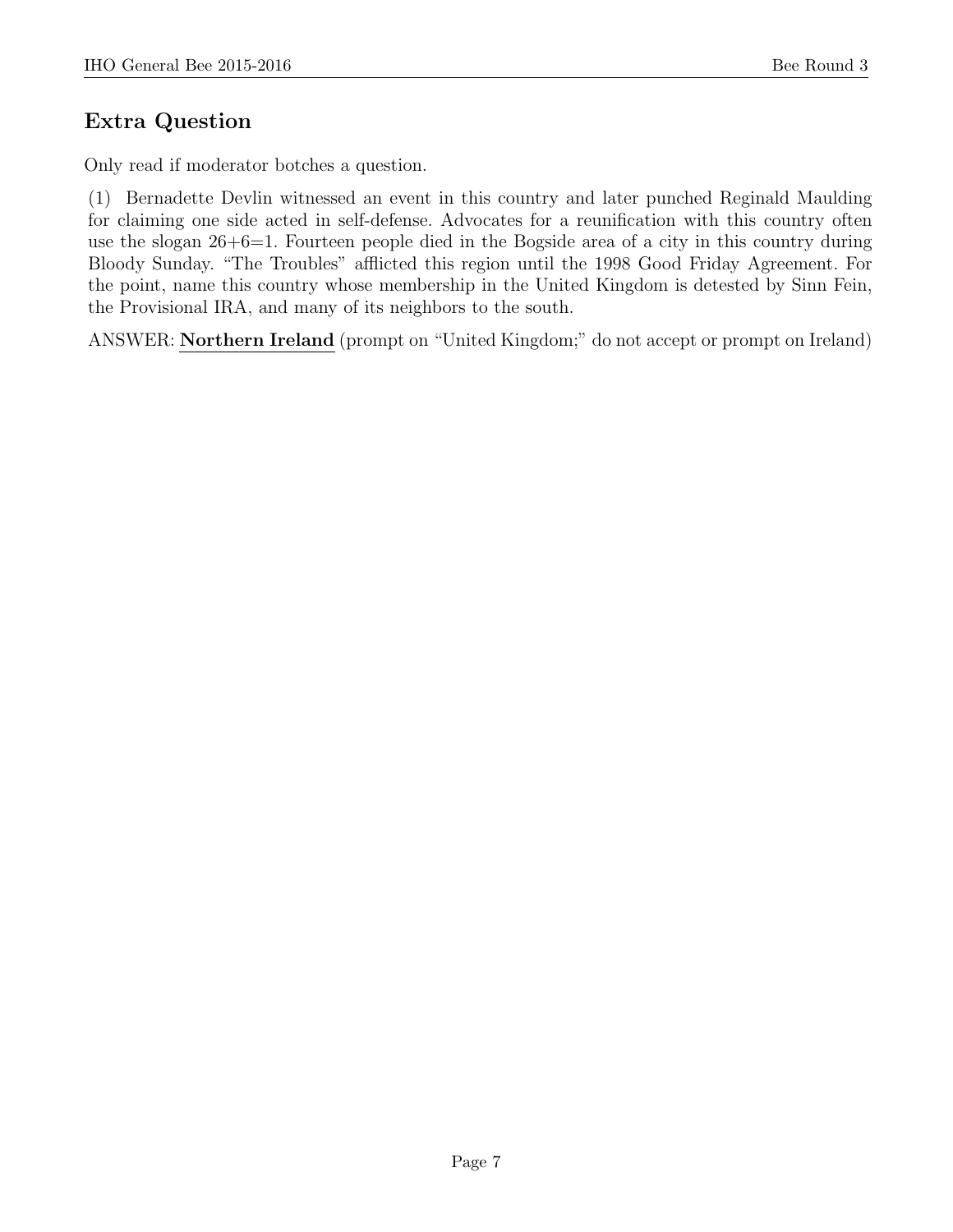## Extra Question

Only read if moderator botches a question.

(1) Bernadette Devlin witnessed an event in this country and later punched Reginald Maulding for claiming one side acted in self-defense. Advocates for a reunification with this country often use the slogan 26+6=1. Fourteen people died in the Bogside area of a city in this country during Bloody Sunday. "The Troubles" afflicted this region until the 1998 Good Friday Agreement. For the point, name this country whose membership in the United Kingdom is detested by Sinn Fein, the Provisional IRA, and many of its neighbors to the south.

ANSWER: **<u>Northern Ireland</u>** (prompt on "United Kingdom;" do not accept or prompt on Ireland)